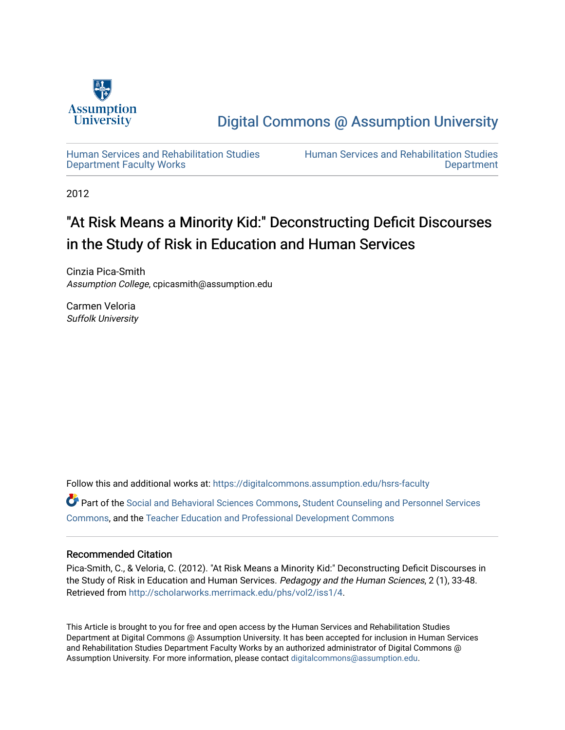Assumption University

Digital Commons @ Assumption University

Human Services and Rehabilitation Studies Department Faculty Works

Human Services and Rehabilitation Studies Department

2012

# "At Risk Means a Minority Kid:" Deconstructing Deficit Discourses in the Study of Risk in Education and Human Services

Cinzia Pica-Smith
*Assumption College*, cpicasmith@assumption.edu

Carmen Veloria
*Suffolk University*

Follow this and additional works at: https://digitalcommons.assumption.edu/hsrs-faculty

Part of the Social and Behavioral Sciences Commons, Student Counseling and Personnel Services Commons, and the Teacher Education and Professional Development Commons

## Recommended Citation

Pica-Smith, C., & Veloria, C. (2012). "At Risk Means a Minority Kid:" Deconstructing Deficit Discourses in the Study of Risk in Education and Human Services. *Pedagogy and the Human Sciences*, 2 (1), 33-48. Retrieved from http://scholarworks.merrimack.edu/phs/vol2/iss1/4.

This Article is brought to you for free and open access by the Human Services and Rehabilitation Studies Department at Digital Commons @ Assumption University. It has been accepted for inclusion in Human Services and Rehabilitation Studies Department Faculty Works by an authorized administrator of Digital Commons @ Assumption University. For more information, please contact digitalcommons@assumption.edu.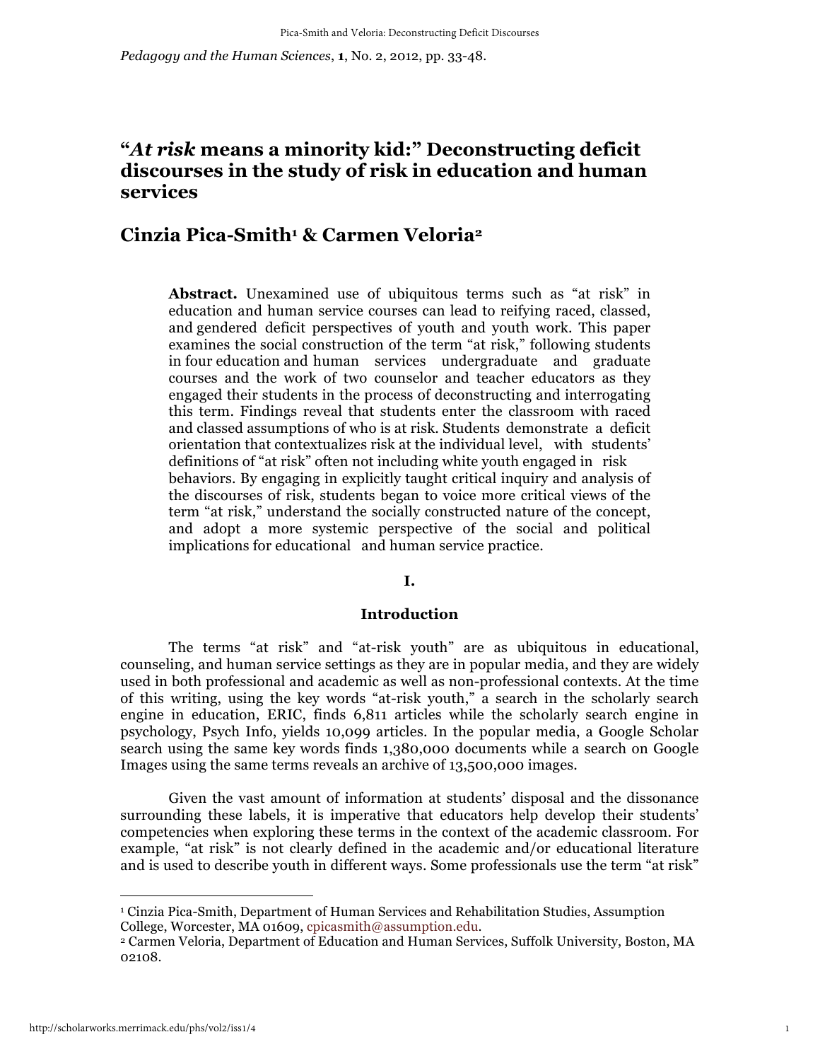# "*At risk* means a minority kid:" Deconstructing deficit discourses in the study of risk in education and human services

## Cinzia Pica-Smith[1] & Carmen Veloria[2]

**Abstract.** Unexamined use of ubiquitous terms such as "at risk" in education and human service courses can lead to reifying raced, classed, and gendered deficit perspectives of youth and youth work. This paper examines the social construction of the term "at risk," following students in four education and human services undergraduate and graduate courses and the work of two counselor and teacher educators as they engaged their students in the process of deconstructing and interrogating this term. Findings reveal that students enter the classroom with raced and classed assumptions of who is at risk. Students demonstrate a deficit orientation that contextualizes risk at the individual level, with students' definitions of "at risk" often not including white youth engaged in risk behaviors. By engaging in explicitly taught critical inquiry and analysis of the discourses of risk, students began to voice more critical views of the term "at risk," understand the socially constructed nature of the concept, and adopt a more systemic perspective of the social and political implications for educational and human service practice.

## I.

## Introduction

The terms "at risk" and "at-risk youth" are as ubiquitous in educational, counseling, and human service settings as they are in popular media, and they are widely used in both professional and academic as well as non-professional contexts. At the time of this writing, using the key words "at-risk youth," a search in the scholarly search engine in education, ERIC, finds 6,811 articles while the scholarly search engine in psychology, Psych Info, yields 10,099 articles. In the popular media, a Google Scholar search using the same key words finds 1,380,000 documents while a search on Google Images using the same terms reveals an archive of 13,500,000 images.

Given the vast amount of information at students' disposal and the dissonance surrounding these labels, it is imperative that educators help develop their students' competencies when exploring these terms in the context of the academic classroom. For example, "at risk" is not clearly defined in the academic and/or educational literature and is used to describe youth in different ways. Some professionals use the term "at risk"

---

[1] Cinzia Pica-Smith, Department of Human Services and Rehabilitation Studies, Assumption College, Worcester, MA 01609, cpicasmith@assumption.edu.

[2] Carmen Veloria, Department of Education and Human Services, Suffolk University, Boston, MA 02108.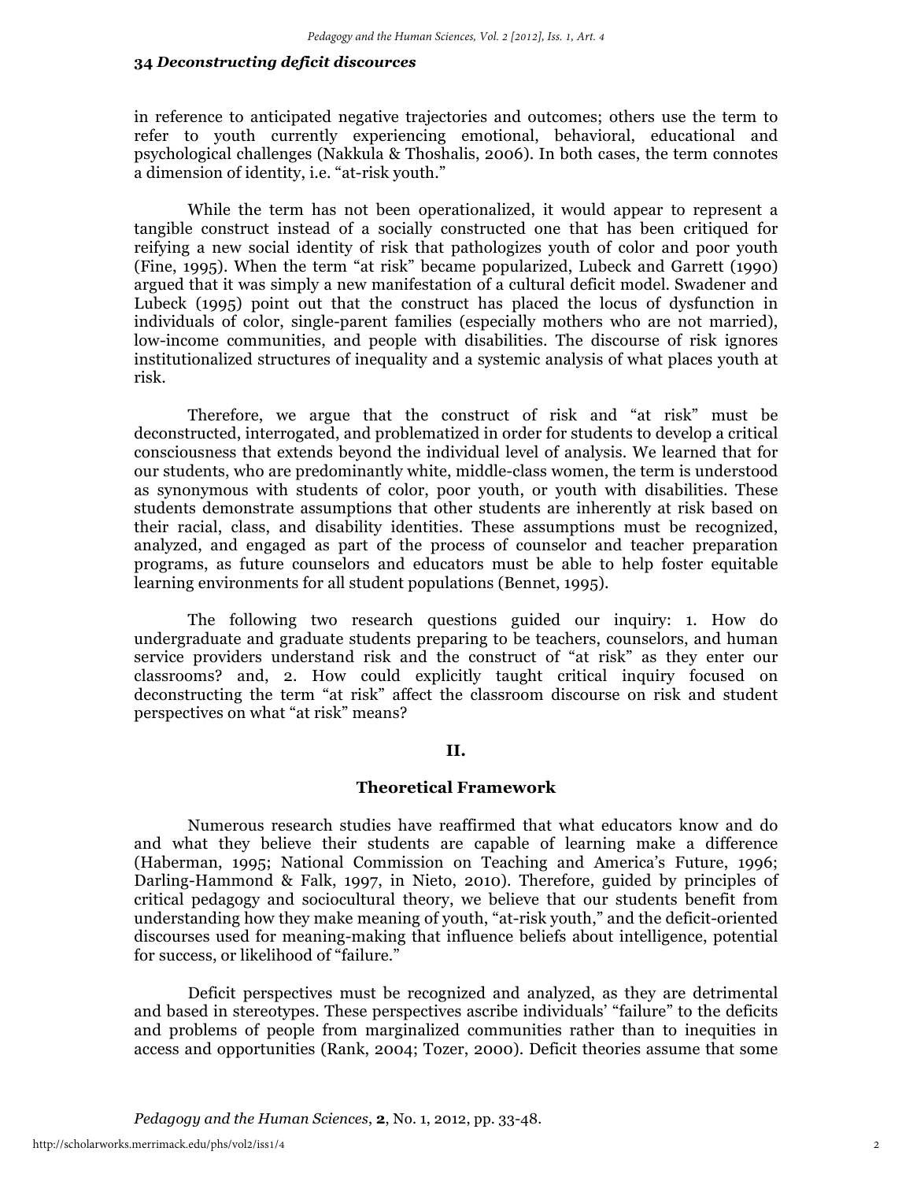in reference to anticipated negative trajectories and outcomes; others use the term to refer to youth currently experiencing emotional, behavioral, educational and psychological challenges (Nakkula & Thoshalis, 2006). In both cases, the term connotes a dimension of identity, i.e. "at-risk youth."

While the term has not been operationalized, it would appear to represent a tangible construct instead of a socially constructed one that has been critiqued for reifying a new social identity of risk that pathologizes youth of color and poor youth (Fine, 1995). When the term "at risk" became popularized, Lubeck and Garrett (1990) argued that it was simply a new manifestation of a cultural deficit model. Swadener and Lubeck (1995) point out that the construct has placed the locus of dysfunction in individuals of color, single-parent families (especially mothers who are not married), low-income communities, and people with disabilities. The discourse of risk ignores institutionalized structures of inequality and a systemic analysis of what places youth at risk.

Therefore, we argue that the construct of risk and "at risk" must be deconstructed, interrogated, and problematized in order for students to develop a critical consciousness that extends beyond the individual level of analysis. We learned that for our students, who are predominantly white, middle-class women, the term is understood as synonymous with students of color, poor youth, or youth with disabilities. These students demonstrate assumptions that other students are inherently at risk based on their racial, class, and disability identities. These assumptions must be recognized, analyzed, and engaged as part of the process of counselor and teacher preparation programs, as future counselors and educators must be able to help foster equitable learning environments for all student populations (Bennet, 1995).

The following two research questions guided our inquiry: 1. How do undergraduate and graduate students preparing to be teachers, counselors, and human service providers understand risk and the construct of "at risk" as they enter our classrooms? and, 2. How could explicitly taught critical inquiry focused on deconstructing the term "at risk" affect the classroom discourse on risk and student perspectives on what "at risk" means?

## II.

## Theoretical Framework

Numerous research studies have reaffirmed that what educators know and do and what they believe their students are capable of learning make a difference (Haberman, 1995; National Commission on Teaching and America's Future, 1996; Darling-Hammond & Falk, 1997, in Nieto, 2010). Therefore, guided by principles of critical pedagogy and sociocultural theory, we believe that our students benefit from understanding how they make meaning of youth, "at-risk youth," and the deficit-oriented discourses used for meaning-making that influence beliefs about intelligence, potential for success, or likelihood of "failure."

Deficit perspectives must be recognized and analyzed, as they are detrimental and based in stereotypes. These perspectives ascribe individuals' "failure" to the deficits and problems of people from marginalized communities rather than to inequities in access and opportunities (Rank, 2004; Tozer, 2000). Deficit theories assume that some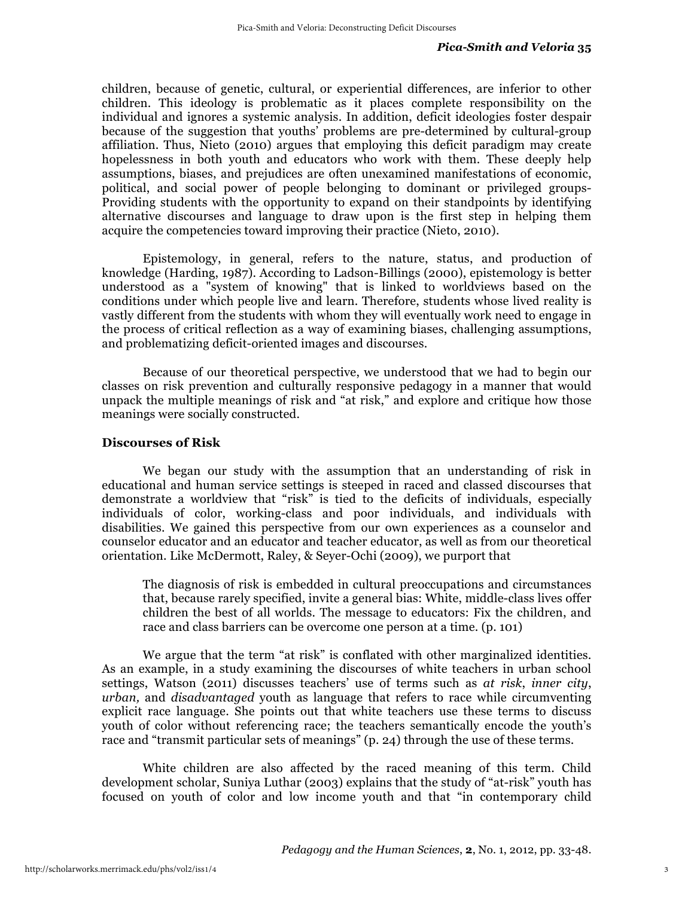children, because of genetic, cultural, or experiential differences, are inferior to other children. This ideology is problematic as it places complete responsibility on the individual and ignores a systemic analysis. In addition, deficit ideologies foster despair because of the suggestion that youths' problems are pre-determined by cultural-group affiliation. Thus, Nieto (2010) argues that employing this deficit paradigm may create hopelessness in both youth and educators who work with them. These deeply help assumptions, biases, and prejudices are often unexamined manifestations of economic, political, and social power of people belonging to dominant or privileged groups- Providing students with the opportunity to expand on their standpoints by identifying alternative discourses and language to draw upon is the first step in helping them acquire the competencies toward improving their practice (Nieto, 2010).

Epistemology, in general, refers to the nature, status, and production of knowledge (Harding, 1987). According to Ladson-Billings (2000), epistemology is better understood as a "system of knowing" that is linked to worldviews based on the conditions under which people live and learn. Therefore, students whose lived reality is vastly different from the students with whom they will eventually work need to engage in the process of critical reflection as a way of examining biases, challenging assumptions, and problematizing deficit-oriented images and discourses.

Because of our theoretical perspective, we understood that we had to begin our classes on risk prevention and culturally responsive pedagogy in a manner that would unpack the multiple meanings of risk and "at risk," and explore and critique how those meanings were socially constructed.

## Discourses of Risk

We began our study with the assumption that an understanding of risk in educational and human service settings is steeped in raced and classed discourses that demonstrate a worldview that "risk" is tied to the deficits of individuals, especially individuals of color, working-class and poor individuals, and individuals with disabilities. We gained this perspective from our own experiences as a counselor and counselor educator and an educator and teacher educator, as well as from our theoretical orientation. Like McDermott, Raley, & Seyer-Ochi (2009), we purport that

> The diagnosis of risk is embedded in cultural preoccupations and circumstances that, because rarely specified, invite a general bias: White, middle-class lives offer children the best of all worlds. The message to educators: Fix the children, and race and class barriers can be overcome one person at a time. (p. 101)

We argue that the term "at risk" is conflated with other marginalized identities. As an example, in a study examining the discourses of white teachers in urban school settings, Watson (2011) discusses teachers' use of terms such as *at risk*, *inner city*, *urban,* and *disadvantaged* youth as language that refers to race while circumventing explicit race language. She points out that white teachers use these terms to discuss youth of color without referencing race; the teachers semantically encode the youth's race and "transmit particular sets of meanings" (p. 24) through the use of these terms.

White children are also affected by the raced meaning of this term. Child development scholar, Suniya Luthar (2003) explains that the study of "at-risk" youth has focused on youth of color and low income youth and that "in contemporary child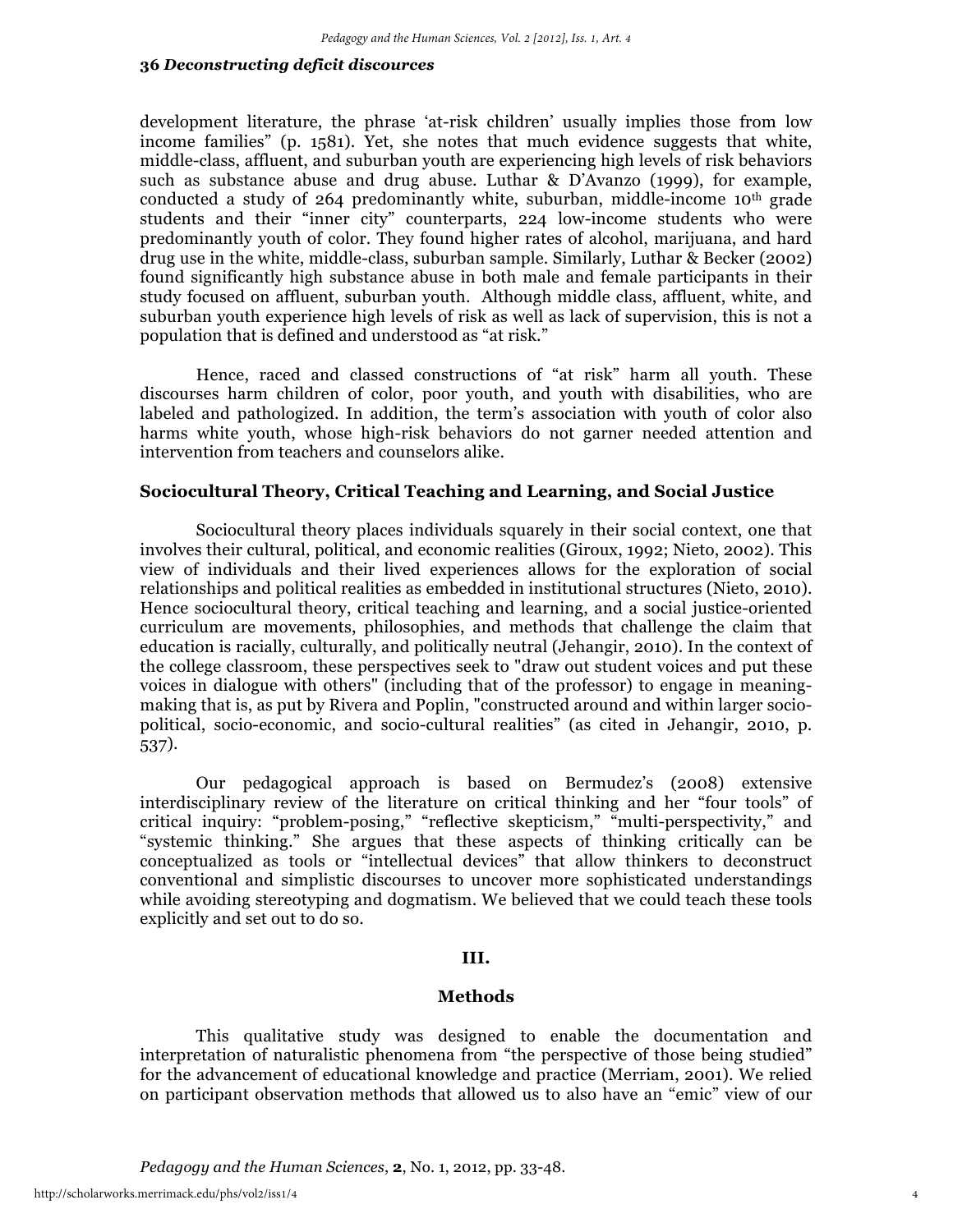development literature, the phrase 'at-risk children' usually implies those from low income families" (p. 1581). Yet, she notes that much evidence suggests that white, middle-class, affluent, and suburban youth are experiencing high levels of risk behaviors such as substance abuse and drug abuse. Luthar & D'Avanzo (1999), for example, conducted a study of 264 predominantly white, suburban, middle-income 10th grade students and their "inner city" counterparts, 224 low-income students who were predominantly youth of color. They found higher rates of alcohol, marijuana, and hard drug use in the white, middle-class, suburban sample. Similarly, Luthar & Becker (2002) found significantly high substance abuse in both male and female participants in their study focused on affluent, suburban youth. Although middle class, affluent, white, and suburban youth experience high levels of risk as well as lack of supervision, this is not a population that is defined and understood as "at risk."

Hence, raced and classed constructions of "at risk" harm all youth. These discourses harm children of color, poor youth, and youth with disabilities, who are labeled and pathologized. In addition, the term's association with youth of color also harms white youth, whose high-risk behaviors do not garner needed attention and intervention from teachers and counselors alike.

### Sociocultural Theory, Critical Teaching and Learning, and Social Justice

Sociocultural theory places individuals squarely in their social context, one that involves their cultural, political, and economic realities (Giroux, 1992; Nieto, 2002). This view of individuals and their lived experiences allows for the exploration of social relationships and political realities as embedded in institutional structures (Nieto, 2010). Hence sociocultural theory, critical teaching and learning, and a social justice-oriented curriculum are movements, philosophies, and methods that challenge the claim that education is racially, culturally, and politically neutral (Jehangir, 2010). In the context of the college classroom, these perspectives seek to "draw out student voices and put these voices in dialogue with others" (including that of the professor) to engage in meaning-making that is, as put by Rivera and Poplin, "constructed around and within larger socio-political, socio-economic, and socio-cultural realities" (as cited in Jehangir, 2010, p. 537).

Our pedagogical approach is based on Bermudez's (2008) extensive interdisciplinary review of the literature on critical thinking and her "four tools" of critical inquiry: "problem-posing," "reflective skepticism," "multi-perspectivity," and "systemic thinking." She argues that these aspects of thinking critically can be conceptualized as tools or "intellectual devices" that allow thinkers to deconstruct conventional and simplistic discourses to uncover more sophisticated understandings while avoiding stereotyping and dogmatism. We believed that we could teach these tools explicitly and set out to do so.

## III.

## Methods

This qualitative study was designed to enable the documentation and interpretation of naturalistic phenomena from "the perspective of those being studied" for the advancement of educational knowledge and practice (Merriam, 2001). We relied on participant observation methods that allowed us to also have an "emic" view of our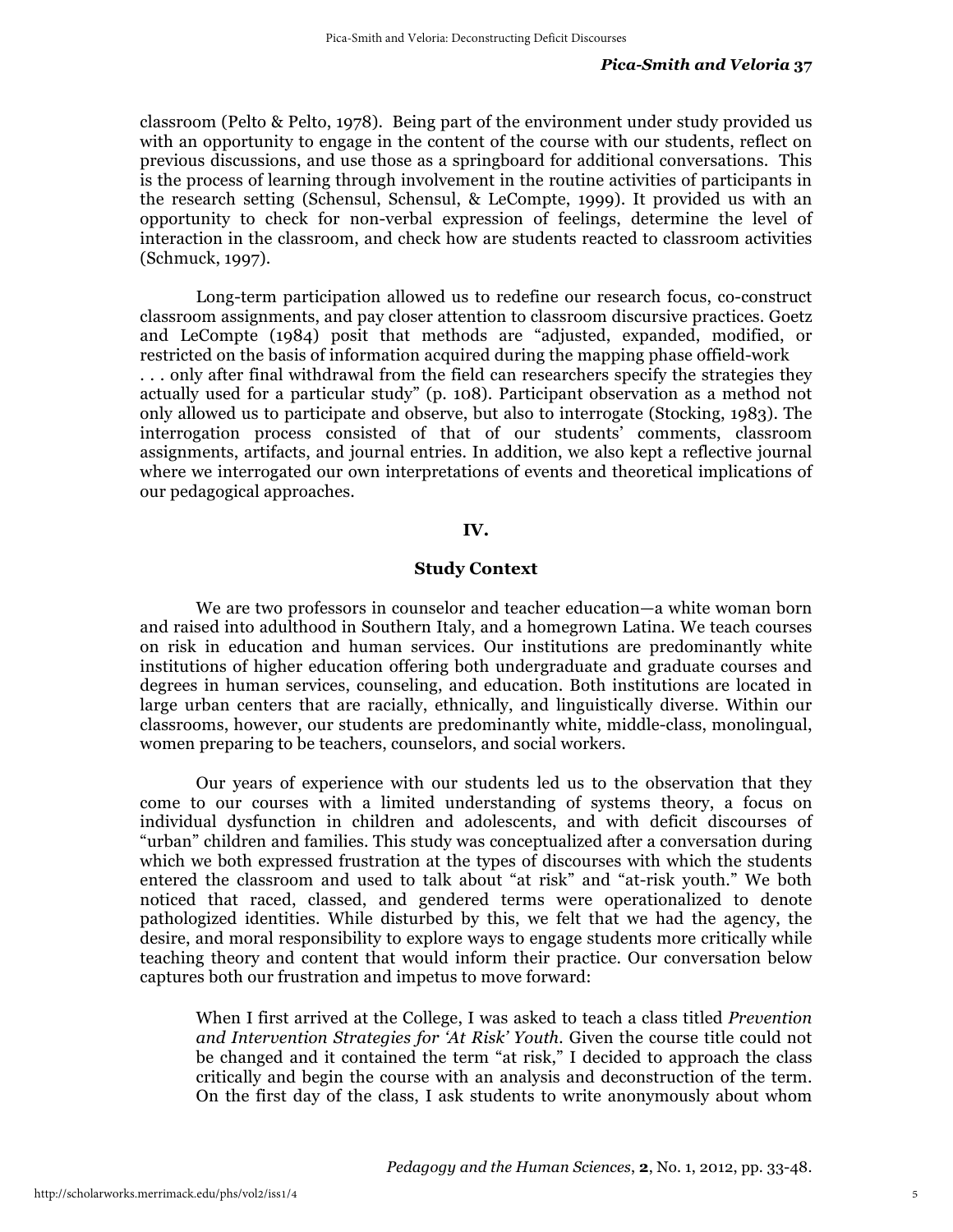classroom (Pelto & Pelto, 1978). Being part of the environment under study provided us with an opportunity to engage in the content of the course with our students, reflect on previous discussions, and use those as a springboard for additional conversations. This is the process of learning through involvement in the routine activities of participants in the research setting (Schensul, Schensul, & LeCompte, 1999). It provided us with an opportunity to check for non-verbal expression of feelings, determine the level of interaction in the classroom, and check how are students reacted to classroom activities (Schmuck, 1997).

Long-term participation allowed us to redefine our research focus, co-construct classroom assignments, and pay closer attention to classroom discursive practices. Goetz and LeCompte (1984) posit that methods are "adjusted, expanded, modified, or restricted on the basis of information acquired during the mapping phase offield-work . . . only after final withdrawal from the field can researchers specify the strategies they actually used for a particular study" (p. 108). Participant observation as a method not only allowed us to participate and observe, but also to interrogate (Stocking, 1983). The interrogation process consisted of that of our students' comments, classroom assignments, artifacts, and journal entries. In addition, we also kept a reflective journal where we interrogated our own interpretations of events and theoretical implications of our pedagogical approaches.

## IV.

## Study Context

We are two professors in counselor and teacher education—a white woman born and raised into adulthood in Southern Italy, and a homegrown Latina. We teach courses on risk in education and human services. Our institutions are predominantly white institutions of higher education offering both undergraduate and graduate courses and degrees in human services, counseling, and education. Both institutions are located in large urban centers that are racially, ethnically, and linguistically diverse. Within our classrooms, however, our students are predominantly white, middle-class, monolingual, women preparing to be teachers, counselors, and social workers.

Our years of experience with our students led us to the observation that they come to our courses with a limited understanding of systems theory, a focus on individual dysfunction in children and adolescents, and with deficit discourses of "urban" children and families. This study was conceptualized after a conversation during which we both expressed frustration at the types of discourses with which the students entered the classroom and used to talk about "at risk" and "at-risk youth." We both noticed that raced, classed, and gendered terms were operationalized to denote pathologized identities. While disturbed by this, we felt that we had the agency, the desire, and moral responsibility to explore ways to engage students more critically while teaching theory and content that would inform their practice. Our conversation below captures both our frustration and impetus to move forward:

> When I first arrived at the College, I was asked to teach a class titled *Prevention and Intervention Strategies for 'At Risk' Youth.* Given the course title could not be changed and it contained the term "at risk," I decided to approach the class critically and begin the course with an analysis and deconstruction of the term. On the first day of the class, I ask students to write anonymously about whom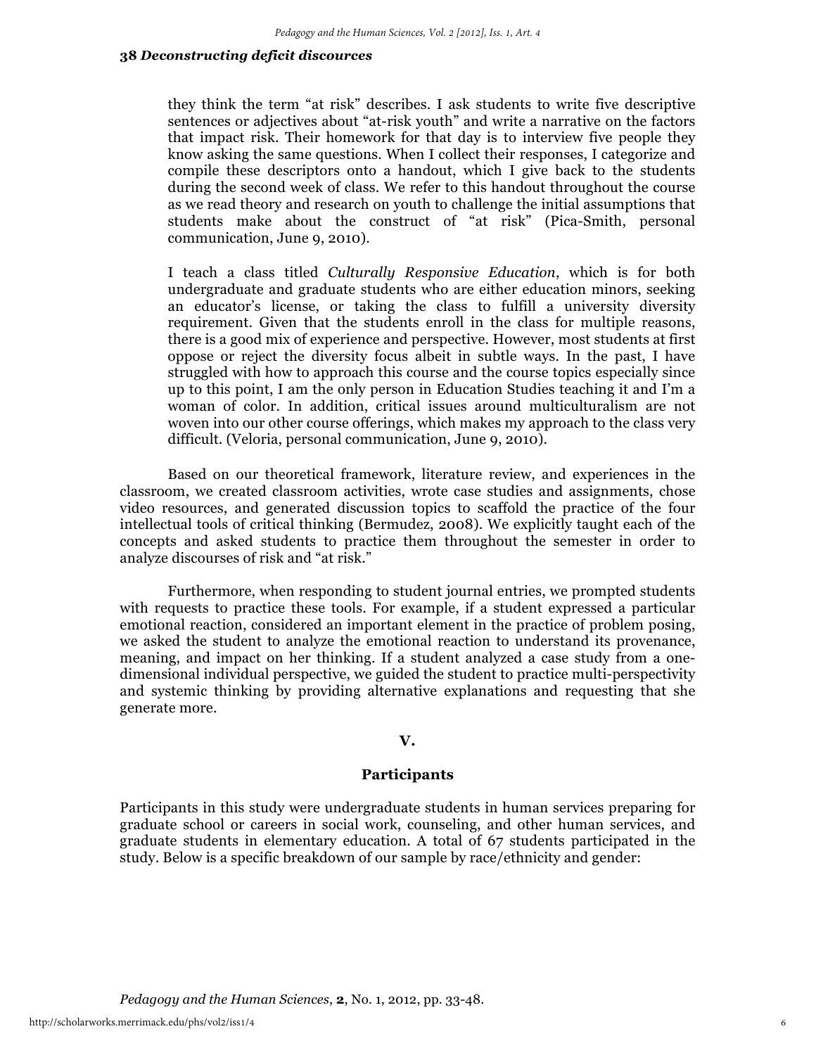> they think the term "at risk" describes. I ask students to write five descriptive sentences or adjectives about "at-risk youth" and write a narrative on the factors that impact risk. Their homework for that day is to interview five people they know asking the same questions. When I collect their responses, I categorize and compile these descriptors onto a handout, which I give back to the students during the second week of class. We refer to this handout throughout the course as we read theory and research on youth to challenge the initial assumptions that students make about the construct of "at risk" (Pica-Smith, personal communication, June 9, 2010).
>
> I teach a class titled *Culturally Responsive Education*, which is for both undergraduate and graduate students who are either education minors, seeking an educator's license, or taking the class to fulfill a university diversity requirement. Given that the students enroll in the class for multiple reasons, there is a good mix of experience and perspective. However, most students at first oppose or reject the diversity focus albeit in subtle ways. In the past, I have struggled with how to approach this course and the course topics especially since up to this point, I am the only person in Education Studies teaching it and I'm a woman of color. In addition, critical issues around multiculturalism are not woven into our other course offerings, which makes my approach to the class very difficult. (Veloria, personal communication, June 9, 2010).

Based on our theoretical framework, literature review, and experiences in the classroom, we created classroom activities, wrote case studies and assignments, chose video resources, and generated discussion topics to scaffold the practice of the four intellectual tools of critical thinking (Bermudez, 2008). We explicitly taught each of the concepts and asked students to practice them throughout the semester in order to analyze discourses of risk and "at risk."

Furthermore, when responding to student journal entries, we prompted students with requests to practice these tools. For example, if a student expressed a particular emotional reaction, considered an important element in the practice of problem posing, we asked the student to analyze the emotional reaction to understand its provenance, meaning, and impact on her thinking. If a student analyzed a case study from a one-dimensional individual perspective, we guided the student to practice multi-perspectivity and systemic thinking by providing alternative explanations and requesting that she generate more.

## V.

## Participants

Participants in this study were undergraduate students in human services preparing for graduate school or careers in social work, counseling, and other human services, and graduate students in elementary education. A total of 67 students participated in the study. Below is a specific breakdown of our sample by race/ethnicity and gender: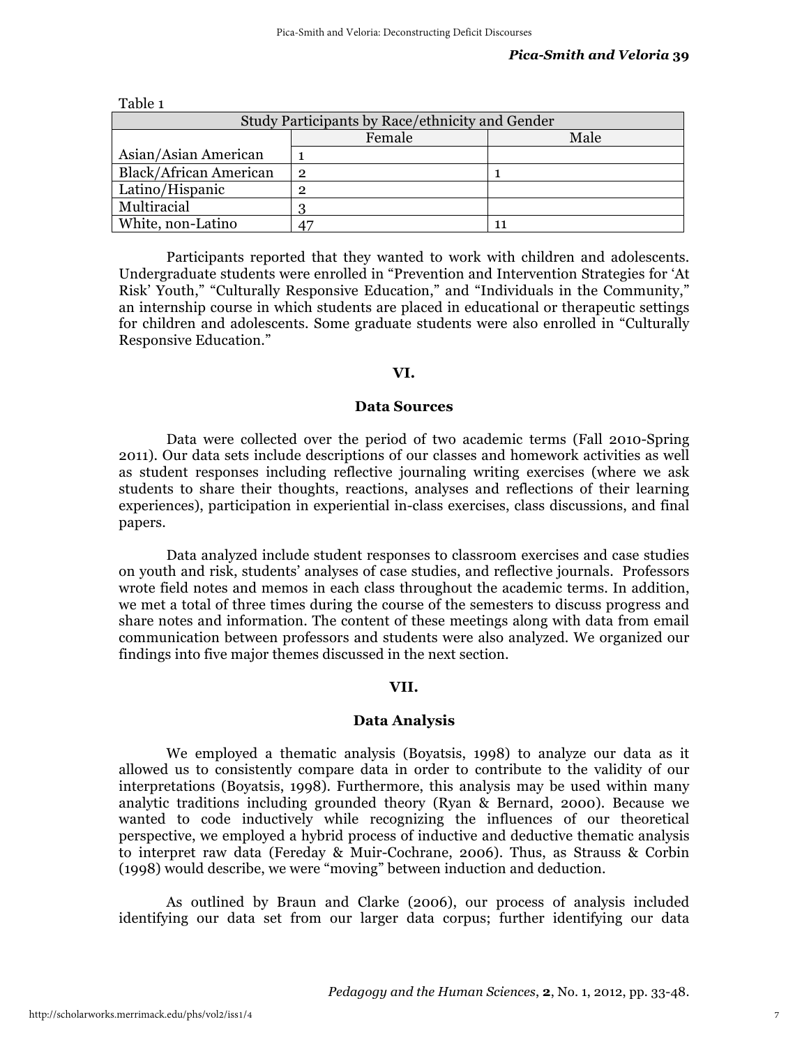Table 1

| Study Participants by Race/ethnicity and Gender | | |
|---|---|---|
| | Female | Male |
| Asian/Asian American | 1 | |
| Black/African American | 2 | 1 |
| Latino/Hispanic | 2 | |
| Multiracial | 3 | |
| White, non-Latino | 47 | 11 |

Participants reported that they wanted to work with children and adolescents. Undergraduate students were enrolled in "Prevention and Intervention Strategies for 'At Risk' Youth," "Culturally Responsive Education," and "Individuals in the Community," an internship course in which students are placed in educational or therapeutic settings for children and adolescents. Some graduate students were also enrolled in "Culturally Responsive Education."

## VI.

## Data Sources

Data were collected over the period of two academic terms (Fall 2010-Spring 2011). Our data sets include descriptions of our classes and homework activities as well as student responses including reflective journaling writing exercises (where we ask students to share their thoughts, reactions, analyses and reflections of their learning experiences), participation in experiential in-class exercises, class discussions, and final papers.

Data analyzed include student responses to classroom exercises and case studies on youth and risk, students' analyses of case studies, and reflective journals. Professors wrote field notes and memos in each class throughout the academic terms. In addition, we met a total of three times during the course of the semesters to discuss progress and share notes and information. The content of these meetings along with data from email communication between professors and students were also analyzed. We organized our findings into five major themes discussed in the next section.

## VII.

## Data Analysis

We employed a thematic analysis (Boyatsis, 1998) to analyze our data as it allowed us to consistently compare data in order to contribute to the validity of our interpretations (Boyatsis, 1998). Furthermore, this analysis may be used within many analytic traditions including grounded theory (Ryan & Bernard, 2000). Because we wanted to code inductively while recognizing the influences of our theoretical perspective, we employed a hybrid process of inductive and deductive thematic analysis to interpret raw data (Fereday & Muir-Cochrane, 2006). Thus, as Strauss & Corbin (1998) would describe, we were "moving" between induction and deduction.

As outlined by Braun and Clarke (2006), our process of analysis included identifying our data set from our larger data corpus; further identifying our data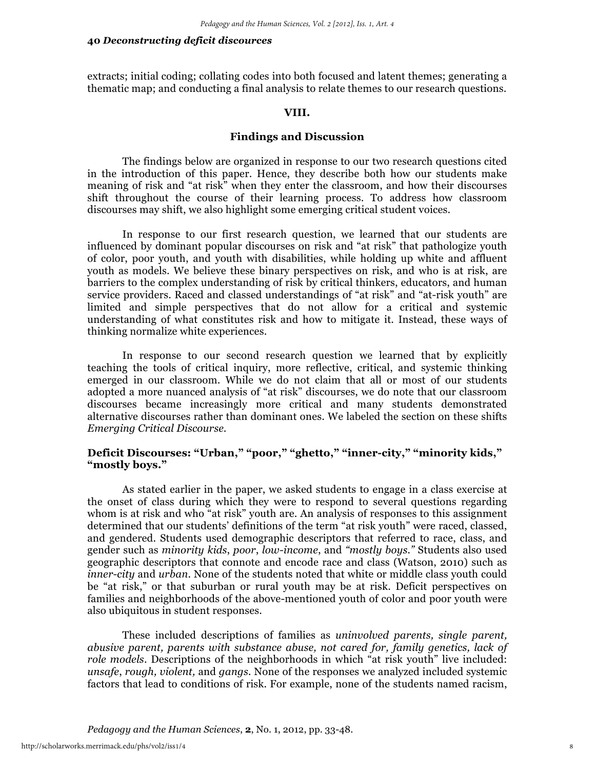extracts; initial coding; collating codes into both focused and latent themes; generating a thematic map; and conducting a final analysis to relate themes to our research questions.

## VIII.

## Findings and Discussion

The findings below are organized in response to our two research questions cited in the introduction of this paper. Hence, they describe both how our students make meaning of risk and "at risk" when they enter the classroom, and how their discourses shift throughout the course of their learning process. To address how classroom discourses may shift, we also highlight some emerging critical student voices.

In response to our first research question, we learned that our students are influenced by dominant popular discourses on risk and "at risk" that pathologize youth of color, poor youth, and youth with disabilities, while holding up white and affluent youth as models. We believe these binary perspectives on risk, and who is at risk, are barriers to the complex understanding of risk by critical thinkers, educators, and human service providers. Raced and classed understandings of "at risk" and "at-risk youth" are limited and simple perspectives that do not allow for a critical and systemic understanding of what constitutes risk and how to mitigate it. Instead, these ways of thinking normalize white experiences.

In response to our second research question we learned that by explicitly teaching the tools of critical inquiry, more reflective, critical, and systemic thinking emerged in our classroom. While we do not claim that all or most of our students adopted a more nuanced analysis of "at risk" discourses, we do note that our classroom discourses became increasingly more critical and many students demonstrated alternative discourses rather than dominant ones. We labeled the section on these shifts *Emerging Critical Discourse.*

### Deficit Discourses: "Urban," "poor," "ghetto," "inner-city," "minority kids," "mostly boys."

As stated earlier in the paper, we asked students to engage in a class exercise at the onset of class during which they were to respond to several questions regarding whom is at risk and who "at risk" youth are. An analysis of responses to this assignment determined that our students' definitions of the term "at risk youth" were raced, classed, and gendered. Students used demographic descriptors that referred to race, class, and gender such as *minority kids*, *poor*, *low-income*, and *"mostly boys."* Students also used geographic descriptors that connote and encode race and class (Watson, 2010) such as *inner-city* and *urban*. None of the students noted that white or middle class youth could be "at risk," or that suburban or rural youth may be at risk. Deficit perspectives on families and neighborhoods of the above-mentioned youth of color and poor youth were also ubiquitous in student responses.

These included descriptions of families as *uninvolved parents, single parent, abusive parent, parents with substance abuse, not cared for, family genetics, lack of role models*. Descriptions of the neighborhoods in which "at risk youth" live included: *unsafe*, *rough, violent,* and *gangs*. None of the responses we analyzed included systemic factors that lead to conditions of risk. For example, none of the students named racism,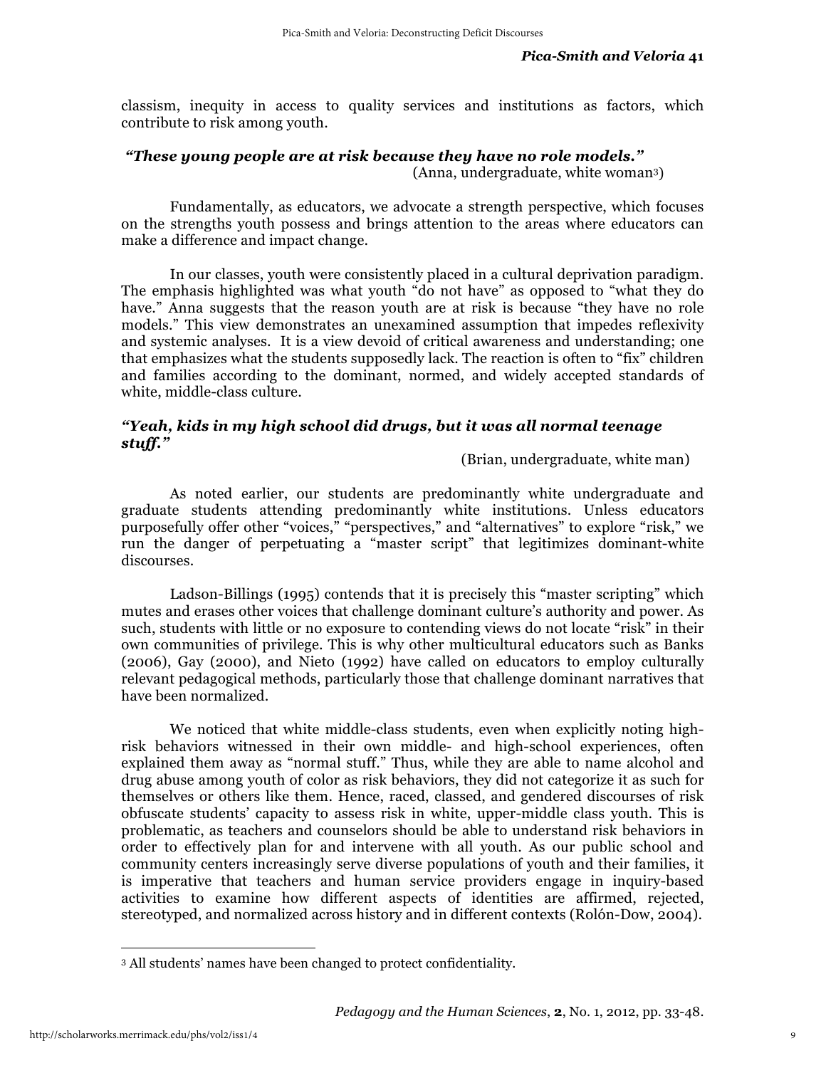classism, inequity in access to quality services and institutions as factors, which contribute to risk among youth.

***"These young people are at risk because they have no role models."***
(Anna, undergraduate, white woman[3])

Fundamentally, as educators, we advocate a strength perspective, which focuses on the strengths youth possess and brings attention to the areas where educators can make a difference and impact change.

In our classes, youth were consistently placed in a cultural deprivation paradigm. The emphasis highlighted was what youth "do not have" as opposed to "what they do have." Anna suggests that the reason youth are at risk is because "they have no role models." This view demonstrates an unexamined assumption that impedes reflexivity and systemic analyses. It is a view devoid of critical awareness and understanding; one that emphasizes what the students supposedly lack. The reaction is often to "fix" children and families according to the dominant, normed, and widely accepted standards of white, middle-class culture.

***"Yeah, kids in my high school did drugs, but it was all normal teenage stuff."***
(Brian, undergraduate, white man)

As noted earlier, our students are predominantly white undergraduate and graduate students attending predominantly white institutions. Unless educators purposefully offer other "voices," "perspectives," and "alternatives" to explore "risk," we run the danger of perpetuating a "master script" that legitimizes dominant-white discourses.

Ladson-Billings (1995) contends that it is precisely this "master scripting" which mutes and erases other voices that challenge dominant culture's authority and power. As such, students with little or no exposure to contending views do not locate "risk" in their own communities of privilege. This is why other multicultural educators such as Banks (2006), Gay (2000), and Nieto (1992) have called on educators to employ culturally relevant pedagogical methods, particularly those that challenge dominant narratives that have been normalized.

We noticed that white middle-class students, even when explicitly noting high-risk behaviors witnessed in their own middle- and high-school experiences, often explained them away as "normal stuff." Thus, while they are able to name alcohol and drug abuse among youth of color as risk behaviors, they did not categorize it as such for themselves or others like them. Hence, raced, classed, and gendered discourses of risk obfuscate students' capacity to assess risk in white, upper-middle class youth. This is problematic, as teachers and counselors should be able to understand risk behaviors in order to effectively plan for and intervene with all youth. As our public school and community centers increasingly serve diverse populations of youth and their families, it is imperative that teachers and human service providers engage in inquiry-based activities to examine how different aspects of identities are affirmed, rejected, stereotyped, and normalized across history and in different contexts (Rolón-Dow, 2004).

---

[3] All students' names have been changed to protect confidentiality.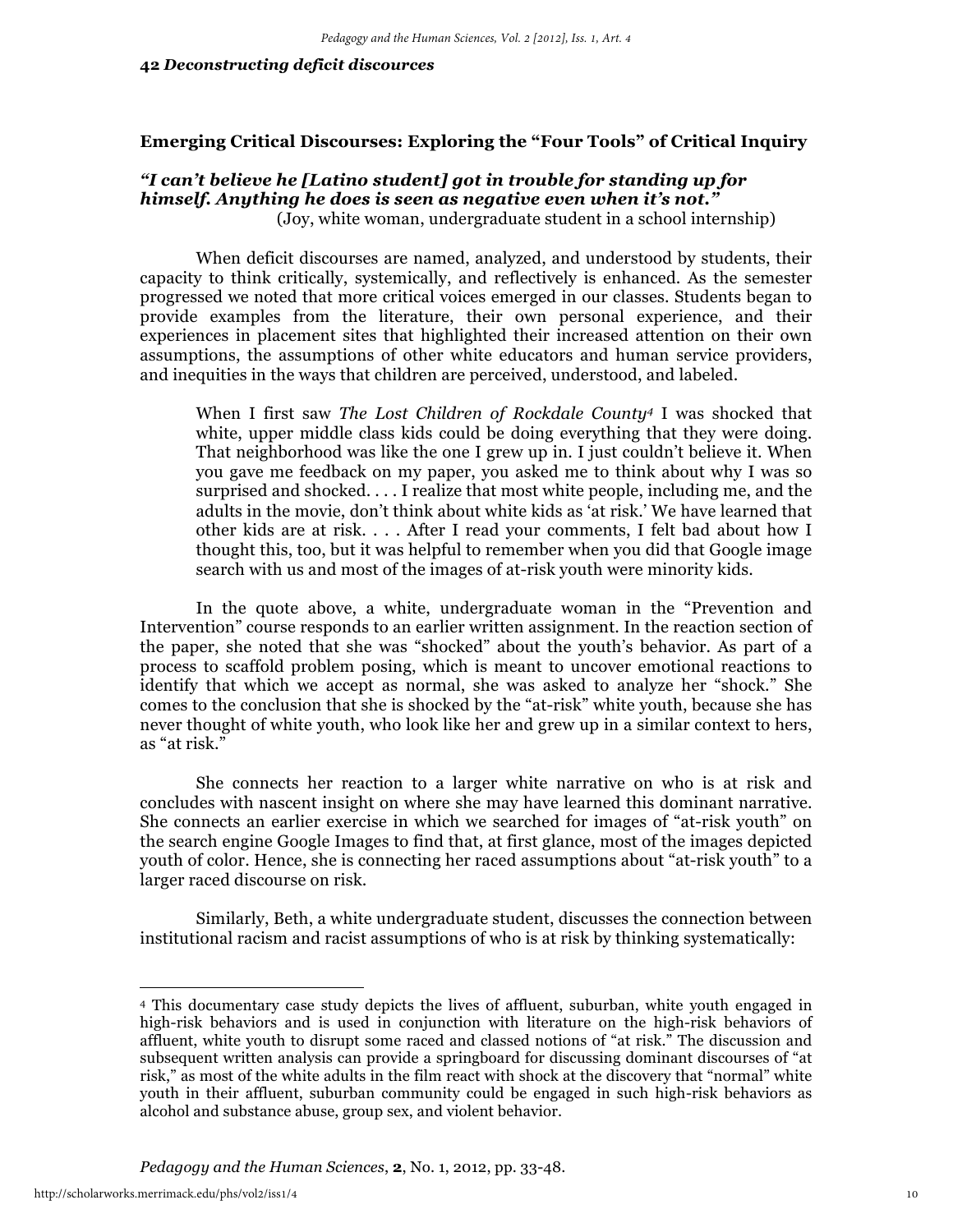## Emerging Critical Discourses: Exploring the "Four Tools" of Critical Inquiry

***"I can't believe he [Latino student] got in trouble for standing up for himself. Anything he does is seen as negative even when it's not."***
(Joy, white woman, undergraduate student in a school internship)

When deficit discourses are named, analyzed, and understood by students, their capacity to think critically, systemically, and reflectively is enhanced. As the semester progressed we noted that more critical voices emerged in our classes. Students began to provide examples from the literature, their own personal experience, and their experiences in placement sites that highlighted their increased attention on their own assumptions, the assumptions of other white educators and human service providers, and inequities in the ways that children are perceived, understood, and labeled.

> When I first saw *The Lost Children of Rockdale County*[4] I was shocked that white, upper middle class kids could be doing everything that they were doing. That neighborhood was like the one I grew up in. I just couldn't believe it. When you gave me feedback on my paper, you asked me to think about why I was so surprised and shocked. . . . I realize that most white people, including me, and the adults in the movie, don't think about white kids as 'at risk.' We have learned that other kids are at risk. . . . After I read your comments, I felt bad about how I thought this, too, but it was helpful to remember when you did that Google image search with us and most of the images of at-risk youth were minority kids.

In the quote above, a white, undergraduate woman in the "Prevention and Intervention" course responds to an earlier written assignment. In the reaction section of the paper, she noted that she was "shocked" about the youth's behavior. As part of a process to scaffold problem posing, which is meant to uncover emotional reactions to identify that which we accept as normal, she was asked to analyze her "shock." She comes to the conclusion that she is shocked by the "at-risk" white youth, because she has never thought of white youth, who look like her and grew up in a similar context to hers, as "at risk."

She connects her reaction to a larger white narrative on who is at risk and concludes with nascent insight on where she may have learned this dominant narrative. She connects an earlier exercise in which we searched for images of "at-risk youth" on the search engine Google Images to find that, at first glance, most of the images depicted youth of color. Hence, she is connecting her raced assumptions about "at-risk youth" to a larger raced discourse on risk.

Similarly, Beth, a white undergraduate student, discusses the connection between institutional racism and racist assumptions of who is at risk by thinking systematically:

---

[4] This documentary case study depicts the lives of affluent, suburban, white youth engaged in high-risk behaviors and is used in conjunction with literature on the high-risk behaviors of affluent, white youth to disrupt some raced and classed notions of "at risk." The discussion and subsequent written analysis can provide a springboard for discussing dominant discourses of "at risk," as most of the white adults in the film react with shock at the discovery that "normal" white youth in their affluent, suburban community could be engaged in such high-risk behaviors as alcohol and substance abuse, group sex, and violent behavior.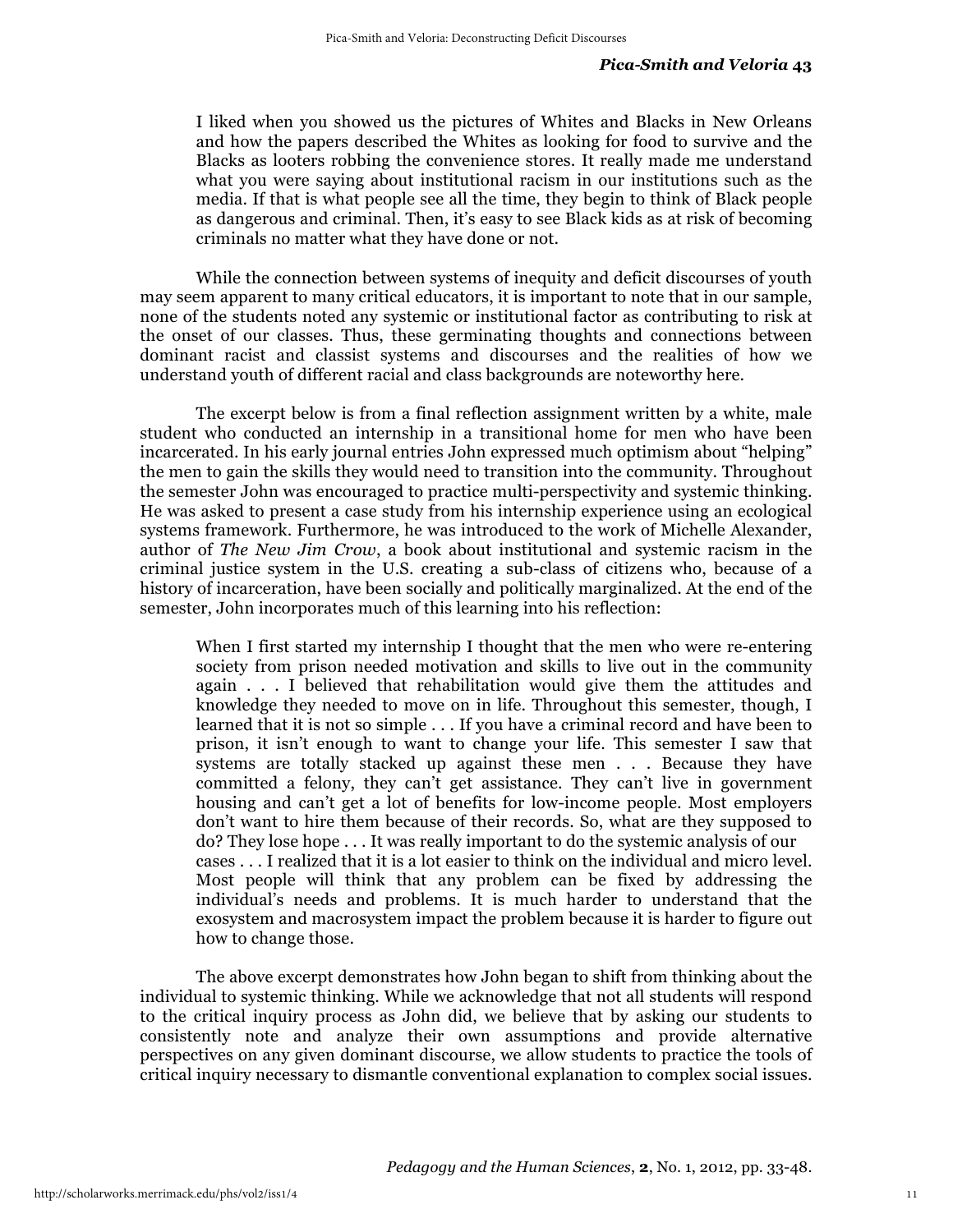> I liked when you showed us the pictures of Whites and Blacks in New Orleans and how the papers described the Whites as looking for food to survive and the Blacks as looters robbing the convenience stores. It really made me understand what you were saying about institutional racism in our institutions such as the media. If that is what people see all the time, they begin to think of Black people as dangerous and criminal. Then, it's easy to see Black kids as at risk of becoming criminals no matter what they have done or not.

While the connection between systems of inequity and deficit discourses of youth may seem apparent to many critical educators, it is important to note that in our sample, none of the students noted any systemic or institutional factor as contributing to risk at the onset of our classes. Thus, these germinating thoughts and connections between dominant racist and classist systems and discourses and the realities of how we understand youth of different racial and class backgrounds are noteworthy here.

The excerpt below is from a final reflection assignment written by a white, male student who conducted an internship in a transitional home for men who have been incarcerated. In his early journal entries John expressed much optimism about "helping" the men to gain the skills they would need to transition into the community. Throughout the semester John was encouraged to practice multi-perspectivity and systemic thinking. He was asked to present a case study from his internship experience using an ecological systems framework. Furthermore, he was introduced to the work of Michelle Alexander, author of *The New Jim Crow*, a book about institutional and systemic racism in the criminal justice system in the U.S. creating a sub-class of citizens who, because of a history of incarceration, have been socially and politically marginalized. At the end of the semester, John incorporates much of this learning into his reflection:

> When I first started my internship I thought that the men who were re-entering society from prison needed motivation and skills to live out in the community again . . . I believed that rehabilitation would give them the attitudes and knowledge they needed to move on in life. Throughout this semester, though, I learned that it is not so simple . . . If you have a criminal record and have been to prison, it isn't enough to want to change your life. This semester I saw that systems are totally stacked up against these men . . . Because they have committed a felony, they can't get assistance. They can't live in government housing and can't get a lot of benefits for low-income people. Most employers don't want to hire them because of their records. So, what are they supposed to do? They lose hope . . . It was really important to do the systemic analysis of our cases . . . I realized that it is a lot easier to think on the individual and micro level. Most people will think that any problem can be fixed by addressing the individual's needs and problems. It is much harder to understand that the exosystem and macrosystem impact the problem because it is harder to figure out how to change those.

The above excerpt demonstrates how John began to shift from thinking about the individual to systemic thinking. While we acknowledge that not all students will respond to the critical inquiry process as John did, we believe that by asking our students to consistently note and analyze their own assumptions and provide alternative perspectives on any given dominant discourse, we allow students to practice the tools of critical inquiry necessary to dismantle conventional explanation to complex social issues.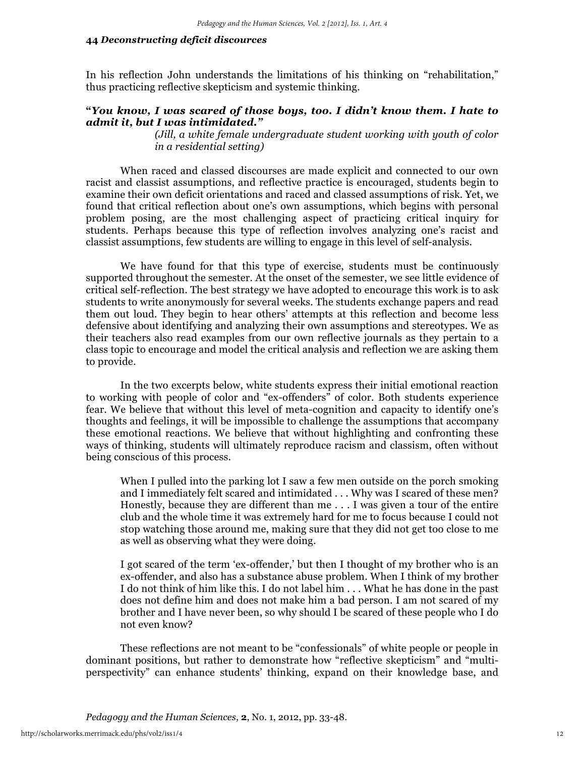In his reflection John understands the limitations of his thinking on "rehabilitation," thus practicing reflective skepticism and systemic thinking.

**"*You know, I was scared of those boys, too. I didn't know them. I hate to admit it, but I was intimidated.*"**

*(Jill, a white female undergraduate student working with youth of color in a residential setting)*

When raced and classed discourses are made explicit and connected to our own racist and classist assumptions, and reflective practice is encouraged, students begin to examine their own deficit orientations and raced and classed assumptions of risk. Yet, we found that critical reflection about one's own assumptions, which begins with personal problem posing, are the most challenging aspect of practicing critical inquiry for students. Perhaps because this type of reflection involves analyzing one's racist and classist assumptions, few students are willing to engage in this level of self-analysis.

We have found for that this type of exercise, students must be continuously supported throughout the semester. At the onset of the semester, we see little evidence of critical self-reflection. The best strategy we have adopted to encourage this work is to ask students to write anonymously for several weeks. The students exchange papers and read them out loud. They begin to hear others' attempts at this reflection and become less defensive about identifying and analyzing their own assumptions and stereotypes. We as their teachers also read examples from our own reflective journals as they pertain to a class topic to encourage and model the critical analysis and reflection we are asking them to provide.

In the two excerpts below, white students express their initial emotional reaction to working with people of color and "ex-offenders" of color. Both students experience fear. We believe that without this level of meta-cognition and capacity to identify one's thoughts and feelings, it will be impossible to challenge the assumptions that accompany these emotional reactions. We believe that without highlighting and confronting these ways of thinking, students will ultimately reproduce racism and classism, often without being conscious of this process.

> When I pulled into the parking lot I saw a few men outside on the porch smoking and I immediately felt scared and intimidated . . . Why was I scared of these men? Honestly, because they are different than me . . . I was given a tour of the entire club and the whole time it was extremely hard for me to focus because I could not stop watching those around me, making sure that they did not get too close to me as well as observing what they were doing.

> I got scared of the term 'ex-offender,' but then I thought of my brother who is an ex-offender, and also has a substance abuse problem. When I think of my brother I do not think of him like this. I do not label him . . . What he has done in the past does not define him and does not make him a bad person. I am not scared of my brother and I have never been, so why should I be scared of these people who I do not even know?

These reflections are not meant to be "confessionals" of white people or people in dominant positions, but rather to demonstrate how "reflective skepticism" and "multi-perspectivity" can enhance students' thinking, expand on their knowledge base, and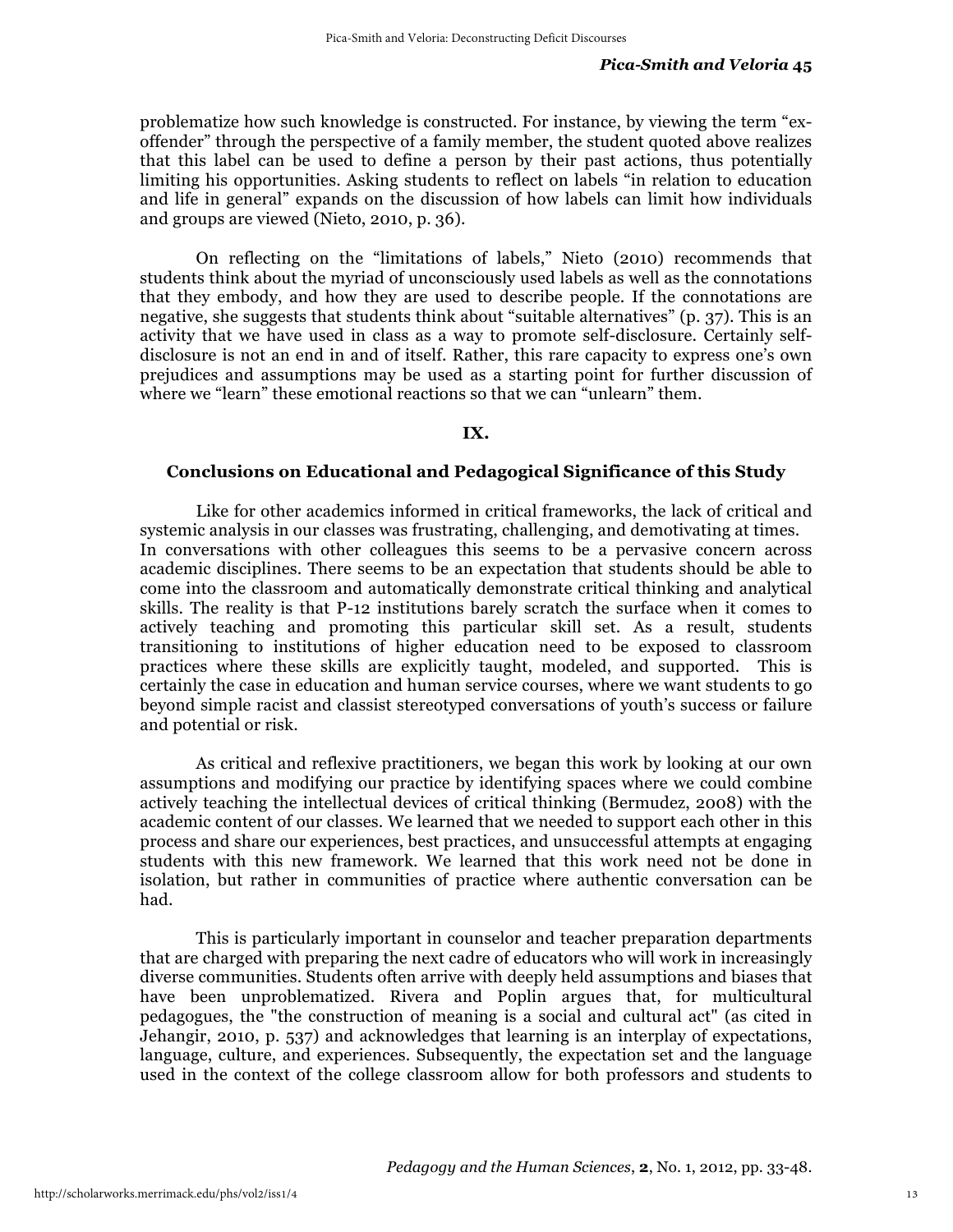problematize how such knowledge is constructed. For instance, by viewing the term "ex-offender" through the perspective of a family member, the student quoted above realizes that this label can be used to define a person by their past actions, thus potentially limiting his opportunities. Asking students to reflect on labels "in relation to education and life in general" expands on the discussion of how labels can limit how individuals and groups are viewed (Nieto, 2010, p. 36).

On reflecting on the "limitations of labels," Nieto (2010) recommends that students think about the myriad of unconsciously used labels as well as the connotations that they embody, and how they are used to describe people. If the connotations are negative, she suggests that students think about "suitable alternatives" (p. 37). This is an activity that we have used in class as a way to promote self-disclosure. Certainly self-disclosure is not an end in and of itself. Rather, this rare capacity to express one's own prejudices and assumptions may be used as a starting point for further discussion of where we "learn" these emotional reactions so that we can "unlearn" them.

## IX.

## Conclusions on Educational and Pedagogical Significance of this Study

Like for other academics informed in critical frameworks, the lack of critical and systemic analysis in our classes was frustrating, challenging, and demotivating at times. In conversations with other colleagues this seems to be a pervasive concern across academic disciplines. There seems to be an expectation that students should be able to come into the classroom and automatically demonstrate critical thinking and analytical skills. The reality is that P-12 institutions barely scratch the surface when it comes to actively teaching and promoting this particular skill set. As a result, students transitioning to institutions of higher education need to be exposed to classroom practices where these skills are explicitly taught, modeled, and supported. This is certainly the case in education and human service courses, where we want students to go beyond simple racist and classist stereotyped conversations of youth's success or failure and potential or risk.

As critical and reflexive practitioners, we began this work by looking at our own assumptions and modifying our practice by identifying spaces where we could combine actively teaching the intellectual devices of critical thinking (Bermudez, 2008) with the academic content of our classes. We learned that we needed to support each other in this process and share our experiences, best practices, and unsuccessful attempts at engaging students with this new framework. We learned that this work need not be done in isolation, but rather in communities of practice where authentic conversation can be had.

This is particularly important in counselor and teacher preparation departments that are charged with preparing the next cadre of educators who will work in increasingly diverse communities. Students often arrive with deeply held assumptions and biases that have been unproblematized. Rivera and Poplin argues that, for multicultural pedagogues, the "the construction of meaning is a social and cultural act" (as cited in Jehangir, 2010, p. 537) and acknowledges that learning is an interplay of expectations, language, culture, and experiences. Subsequently, the expectation set and the language used in the context of the college classroom allow for both professors and students to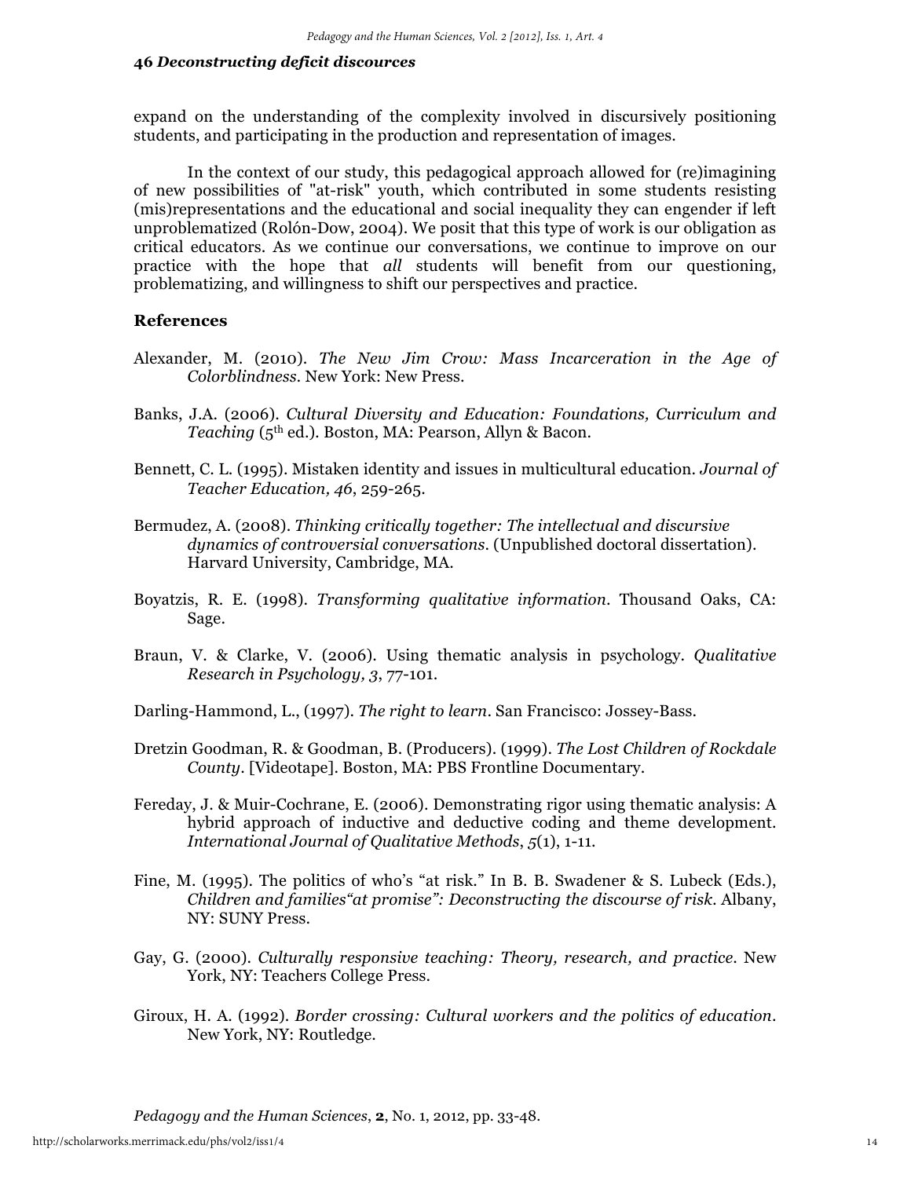expand on the understanding of the complexity involved in discursively positioning students, and participating in the production and representation of images.

In the context of our study, this pedagogical approach allowed for (re)imagining of new possibilities of "at-risk" youth, which contributed in some students resisting (mis)representations and the educational and social inequality they can engender if left unproblematized (Rolón-Dow, 2004). We posit that this type of work is our obligation as critical educators. As we continue our conversations, we continue to improve on our practice with the hope that *all* students will benefit from our questioning, problematizing, and willingness to shift our perspectives and practice.

## References

Alexander, M. (2010). *The New Jim Crow: Mass Incarceration in the Age of Colorblindness*. New York: New Press.

Banks, J.A. (2006). *Cultural Diversity and Education: Foundations, Curriculum and Teaching* (5th ed.). Boston, MA: Pearson, Allyn & Bacon.

Bennett, C. L. (1995). Mistaken identity and issues in multicultural education. *Journal of Teacher Education, 46*, 259-265.

Bermudez, A. (2008). *Thinking critically together: The intellectual and discursive dynamics of controversial conversations*. (Unpublished doctoral dissertation). Harvard University, Cambridge, MA.

Boyatzis, R. E. (1998). *Transforming qualitative information*. Thousand Oaks, CA: Sage.

Braun, V. & Clarke, V. (2006). Using thematic analysis in psychology. *Qualitative Research in Psychology, 3*, 77-101.

Darling-Hammond, L., (1997). *The right to learn*. San Francisco: Jossey-Bass.

Dretzin Goodman, R. & Goodman, B. (Producers). (1999). *The Lost Children of Rockdale County*. [Videotape]. Boston, MA: PBS Frontline Documentary.

Fereday, J. & Muir-Cochrane, E. (2006). Demonstrating rigor using thematic analysis: A hybrid approach of inductive and deductive coding and theme development. *International Journal of Qualitative Methods*, *5*(1), 1-11.

Fine, M. (1995). The politics of who's "at risk." In B. B. Swadener & S. Lubeck (Eds.), *Children and families"at promise": Deconstructing the discourse of risk*. Albany, NY: SUNY Press.

Gay, G. (2000). *Culturally responsive teaching: Theory, research, and practice*. New York, NY: Teachers College Press.

Giroux, H. A. (1992). *Border crossing: Cultural workers and the politics of education*. New York, NY: Routledge.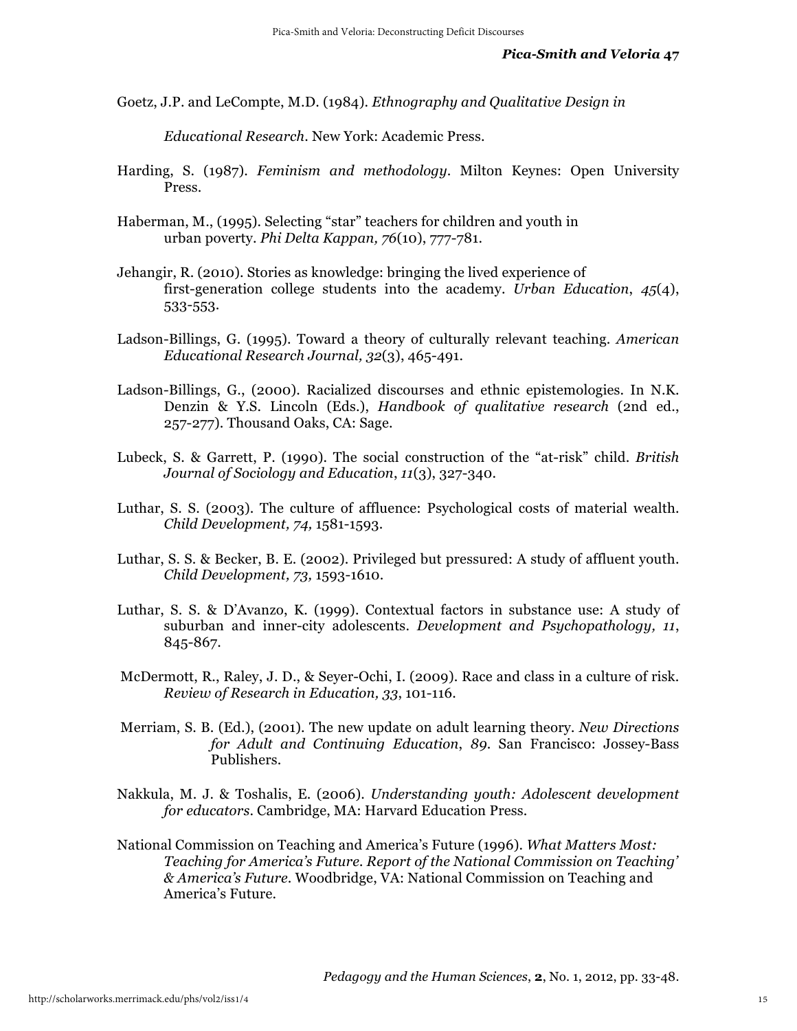Goetz, J.P. and LeCompte, M.D. (1984). *Ethnography and Qualitative Design in Educational Research*. New York: Academic Press.

Harding, S. (1987). *Feminism and methodology*. Milton Keynes: Open University Press.

Haberman, M., (1995). Selecting "star" teachers for children and youth in urban poverty. *Phi Delta Kappan, 76*(10), 777-781.

Jehangir, R. (2010). Stories as knowledge: bringing the lived experience of first-generation college students into the academy. *Urban Education*, *45*(4), 533-553.

Ladson-Billings, G. (1995). Toward a theory of culturally relevant teaching. *American Educational Research Journal, 32*(3), 465-491.

Ladson-Billings, G., (2000). Racialized discourses and ethnic epistemologies. In N.K. Denzin & Y.S. Lincoln (Eds.), *Handbook of qualitative research* (2nd ed., 257-277). Thousand Oaks, CA: Sage.

Lubeck, S. & Garrett, P. (1990). The social construction of the "at-risk" child. *British Journal of Sociology and Education*, *11*(3), 327-340.

Luthar, S. S. (2003). The culture of affluence: Psychological costs of material wealth. *Child Development, 74,* 1581-1593.

Luthar, S. S. & Becker, B. E. (2002). Privileged but pressured: A study of affluent youth. *Child Development, 73,* 1593-1610.

Luthar, S. S. & D'Avanzo, K. (1999). Contextual factors in substance use: A study of suburban and inner-city adolescents. *Development and Psychopathology, 11*, 845-867.

McDermott, R., Raley, J. D., & Seyer-Ochi, I. (2009). Race and class in a culture of risk. *Review of Research in Education, 33*, 101-116.

Merriam, S. B. (Ed.), (2001). The new update on adult learning theory. *New Directions for Adult and Continuing Education*, *89*. San Francisco: Jossey-Bass Publishers.

Nakkula, M. J. & Toshalis, E. (2006). *Understanding youth: Adolescent development for educators*. Cambridge, MA: Harvard Education Press.

National Commission on Teaching and America's Future (1996). *What Matters Most: Teaching for America's Future. Report of the National Commission on Teaching' & America's Future*. Woodbridge, VA: National Commission on Teaching and America's Future.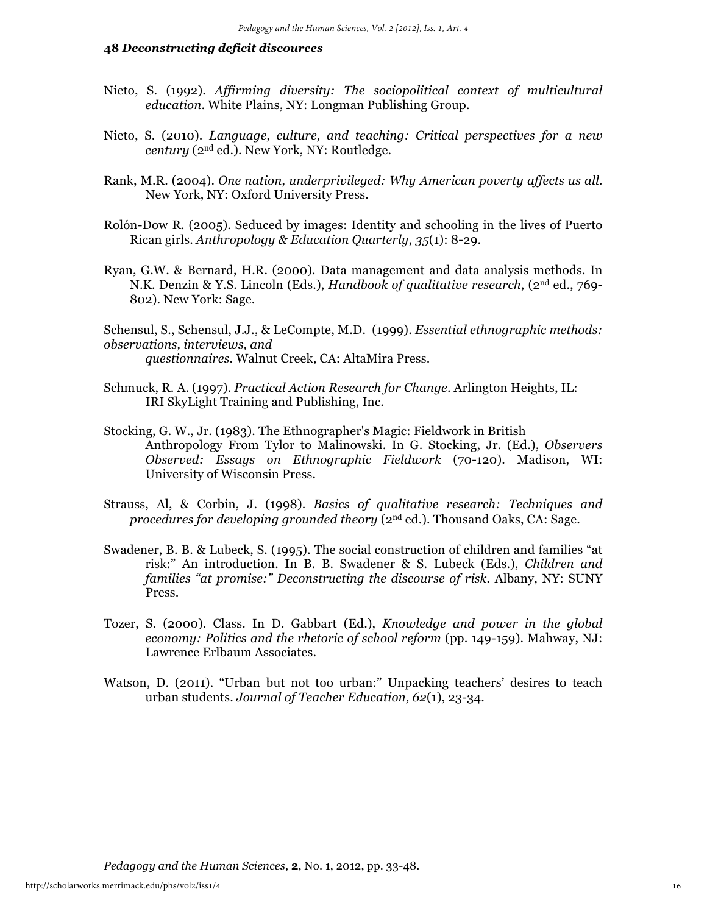Nieto, S. (1992). *Affirming diversity: The sociopolitical context of multicultural education*. White Plains, NY: Longman Publishing Group.

Nieto, S. (2010). *Language, culture, and teaching: Critical perspectives for a new century* (2nd ed.). New York, NY: Routledge.

Rank, M.R. (2004). *One nation, underprivileged: Why American poverty affects us all*. New York, NY: Oxford University Press.

Rolón-Dow R. (2005). Seduced by images: Identity and schooling in the lives of Puerto Rican girls. *Anthropology & Education Quarterly*, *35*(1): 8-29.

Ryan, G.W. & Bernard, H.R. (2000). Data management and data analysis methods. In N.K. Denzin & Y.S. Lincoln (Eds.), *Handbook of qualitative research*, (2nd ed., 769-802). New York: Sage.

Schensul, S., Schensul, J.J., & LeCompte, M.D. (1999). *Essential ethnographic methods: observations, interviews, and questionnaires*. Walnut Creek, CA: AltaMira Press.

Schmuck, R. A. (1997). *Practical Action Research for Change*. Arlington Heights, IL: IRI SkyLight Training and Publishing, Inc.

Stocking, G. W., Jr. (1983). The Ethnographer's Magic: Fieldwork in British Anthropology From Tylor to Malinowski. In G. Stocking, Jr. (Ed.), *Observers Observed: Essays on Ethnographic Fieldwork* (70-120). Madison, WI: University of Wisconsin Press.

Strauss, Al, & Corbin, J. (1998). *Basics of qualitative research: Techniques and procedures for developing grounded theory* (2nd ed.). Thousand Oaks, CA: Sage.

Swadener, B. B. & Lubeck, S. (1995). The social construction of children and families "at risk:" An introduction. In B. B. Swadener & S. Lubeck (Eds.), *Children and families "at promise:" Deconstructing the discourse of risk*. Albany, NY: SUNY Press.

Tozer, S. (2000). Class. In D. Gabbart (Ed.), *Knowledge and power in the global economy: Politics and the rhetoric of school reform* (pp. 149-159). Mahway, NJ: Lawrence Erlbaum Associates.

Watson, D. (2011). "Urban but not too urban:" Unpacking teachers' desires to teach urban students. *Journal of Teacher Education, 62*(1), 23-34.